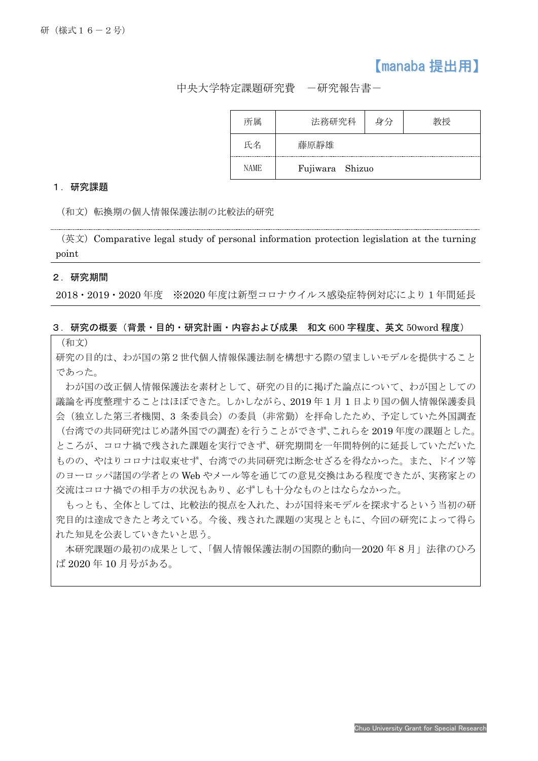研（様式１６－２号）

【manaba 提出用】

中央大学特定課題研究費　－研究報告書－

| 所属 | 法務研究科 | 身分 | 教授 |
|---|---|---|---|
| 氏名 | 藤原静雄 | | |
| NAME | Fujiwara　Shizuo | | |

## １．研究課題

（和文）転換期の個人情報保護法制の比較法的研究

（英文）Comparative legal study of personal information protection legislation at the turning point

## ２．研究期間

2018・2019・2020 年度　※2020 年度は新型コロナウイルス感染症特例対応により１年間延長

## ３．研究の概要（背景・目的・研究計画・内容および成果　和文 600 字程度、英文 50word 程度）

（和文）

研究の目的は、わが国の第２世代個人情報保護法制を構想する際の望ましいモデルを提供することであった。

わが国の改正個人情報保護法を素材として、研究の目的に掲げた論点について、わが国としての議論を再度整理することはほぼできた。しかしながら、2019 年 1 月 1 日より国の個人情報保護委員会（独立した第三者機関、3 条委員会）の委員（非常勤）を拝命したため、予定していた外国調査（台湾での共同研究はじめ諸外国での調査)を行うことができず､これらを 2019 年度の課題とした。ところが、コロナ禍で残された課題を実行できず、研究期間を一年間特例的に延長していただいたものの、やはりコロナは収束せず、台湾での共同研究は断念せざるを得なかった。また、ドイツ等のヨーロッパ諸国の学者との Web やメール等を通じての意見交換はある程度できたが、実務家との交流はコロナ禍での相手方の状況もあり、必ずしも十分なものとはならなかった。

もっとも、全体としては、比較法的視点を入れた、わが国将来モデルを探求するという当初の研究目的は達成できたと考えている。今後、残された課題の実現とともに、今回の研究によって得られた知見を公表していきたいと思う。

本研究課題の最初の成果として、「個人情報保護法制の国際的動向―2020 年 8 月」法律のひろば 2020 年 10 月号がある。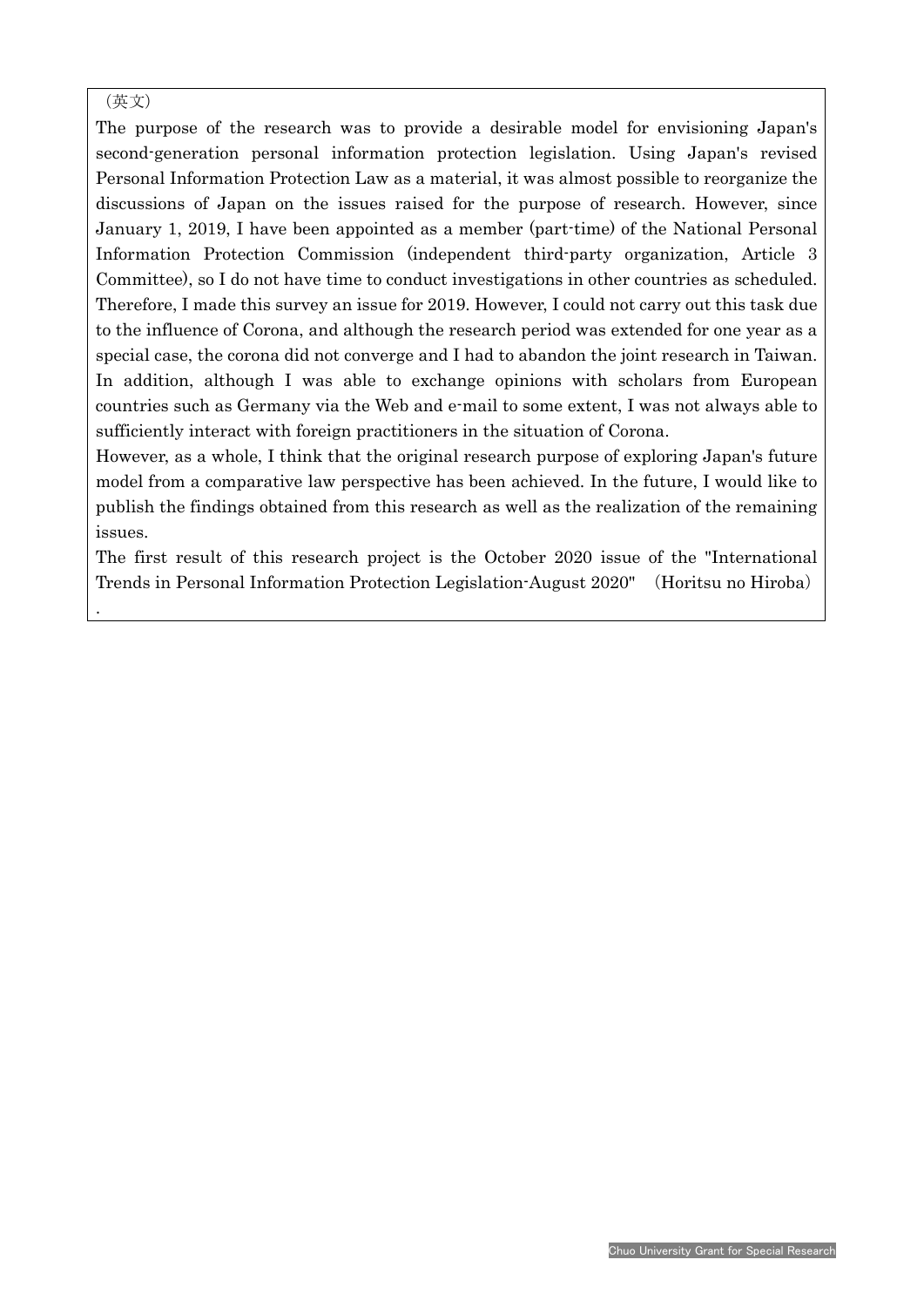（英文）

The purpose of the research was to provide a desirable model for envisioning Japan's second-generation personal information protection legislation. Using Japan's revised Personal Information Protection Law as a material, it was almost possible to reorganize the discussions of Japan on the issues raised for the purpose of research. However, since January 1, 2019, I have been appointed as a member (part-time) of the National Personal Information Protection Commission (independent third-party organization, Article 3 Committee), so I do not have time to conduct investigations in other countries as scheduled. Therefore, I made this survey an issue for 2019. However, I could not carry out this task due to the influence of Corona, and although the research period was extended for one year as a special case, the corona did not converge and I had to abandon the joint research in Taiwan. In addition, although I was able to exchange opinions with scholars from European countries such as Germany via the Web and e-mail to some extent, I was not always able to sufficiently interact with foreign practitioners in the situation of Corona.

However, as a whole, I think that the original research purpose of exploring Japan's future model from a comparative law perspective has been achieved. In the future, I would like to publish the findings obtained from this research as well as the realization of the remaining issues.

The first result of this research project is the October 2020 issue of the "International Trends in Personal Information Protection Legislation-August 2020" （Horitsu no Hiroba）.